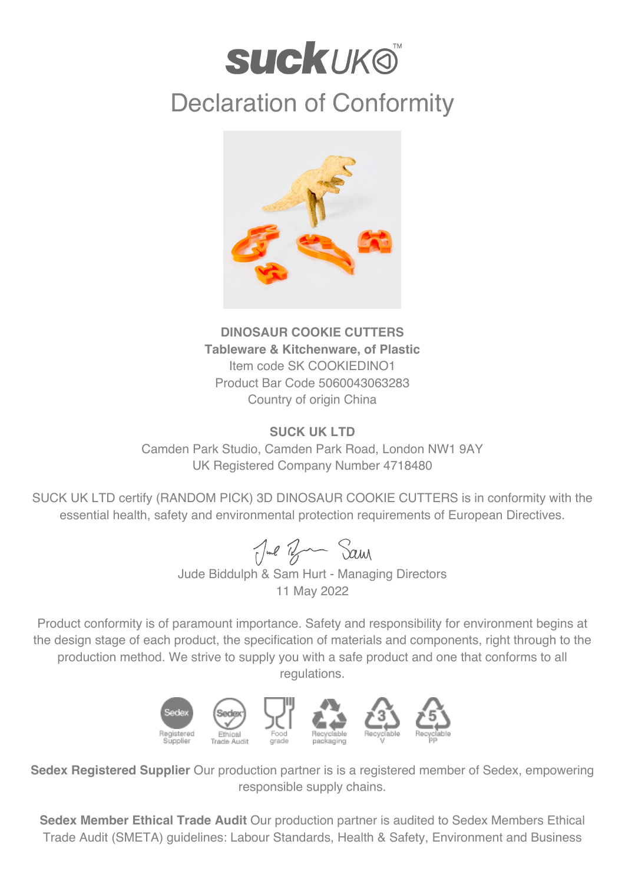# suck UK™

## Declaration of Conformity

**DINOSAUR COOKIE CUTTERS**
**Tableware & Kitchenware, of Plastic**
Item code SK COOKIEDINO1
Product Bar Code 5060043063283
Country of origin China

**SUCK UK LTD**
Camden Park Studio, Camden Park Road, London NW1 9AY
UK Registered Company Number 4718480

SUCK UK LTD certify (RANDOM PICK) 3D DINOSAUR COOKIE CUTTERS is in conformity with the essential health, safety and environmental protection requirements of European Directives.

Jude Biddulph & Sam Hurt - Managing Directors
11 May 2022

Product conformity is of paramount importance. Safety and responsibility for environment begins at the design stage of each product, the specification of materials and components, right through to the production method. We strive to supply you with a safe product and one that conforms to all regulations.

Registered Supplier | Ethical Trade Audit | Food grade | Recyclable packaging | Recyclable V | Recyclable PP

**Sedex Registered Supplier** Our production partner is is a registered member of Sedex, empowering responsible supply chains.

**Sedex Member Ethical Trade Audit** Our production partner is audited to Sedex Members Ethical Trade Audit (SMETA) guidelines: Labour Standards, Health & Safety, Environment and Business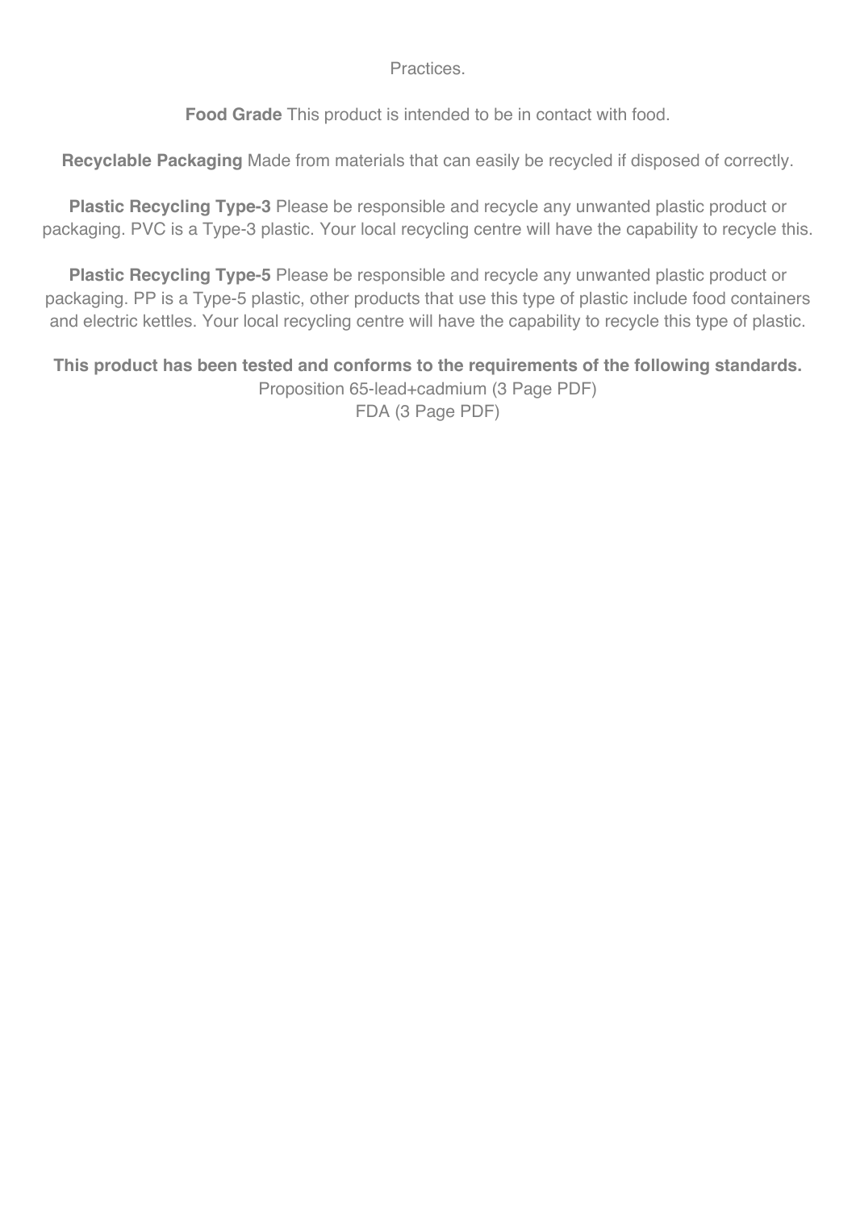Practices.

**Food Grade** This product is intended to be in contact with food.

**Recyclable Packaging** Made from materials that can easily be recycled if disposed of correctly.

**Plastic Recycling Type-3** Please be responsible and recycle any unwanted plastic product or packaging. PVC is a Type-3 plastic. Your local recycling centre will have the capability to recycle this.

**Plastic Recycling Type-5** Please be responsible and recycle any unwanted plastic product or packaging. PP is a Type-5 plastic, other products that use this type of plastic include food containers and electric kettles. Your local recycling centre will have the capability to recycle this type of plastic.

**This product has been tested and conforms to the requirements of the following standards.**
Proposition 65-lead+cadmium (3 Page PDF)
FDA (3 Page PDF)